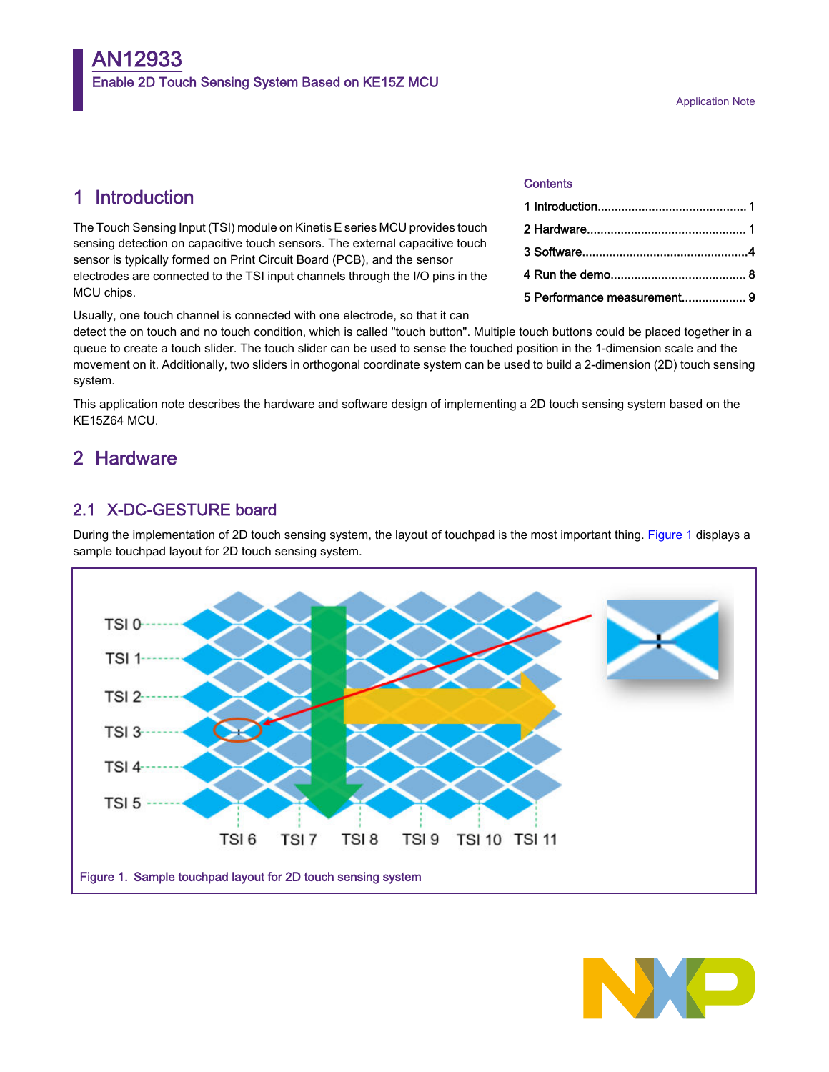# AN12933

## Enable 2D Touch Sensing System Based on KE15Z MCU

Application Note

**Contents**

1 Introduction........................................... 1
2 Hardware.............................................. 1
3 Software................................................4
4 Run the demo........................................ 8
5 Performance measurement.................. 9

## 1 Introduction

The Touch Sensing Input (TSI) module on Kinetis E series MCU provides touch sensing detection on capacitive touch sensors. The external capacitive touch sensor is typically formed on Print Circuit Board (PCB), and the sensor electrodes are connected to the TSI input channels through the I/O pins in the MCU chips.

Usually, one touch channel is connected with one electrode, so that it can detect the on touch and no touch condition, which is called "touch button". Multiple touch buttons could be placed together in a queue to create a touch slider. The touch slider can be used to sense the touched position in the 1-dimension scale and the movement on it. Additionally, two sliders in orthogonal coordinate system can be used to build a 2-dimension (2D) touch sensing system.

This application note describes the hardware and software design of implementing a 2D touch sensing system based on the KE15Z64 MCU.

## 2 Hardware

### 2.1 X-DC-GESTURE board

During the implementation of 2D touch sensing system, the layout of touchpad is the most important thing. Figure 1 displays a sample touchpad layout for 2D touch sensing system.

Figure 1. Sample touchpad layout for 2D touch sensing system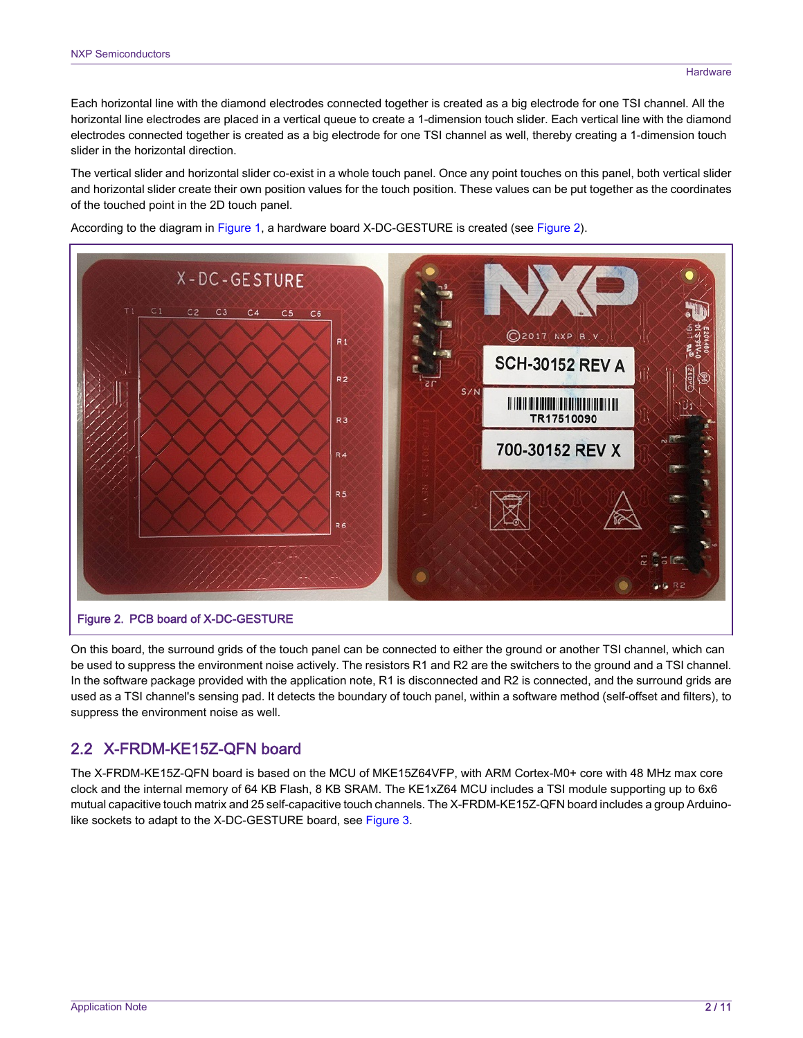Each horizontal line with the diamond electrodes connected together is created as a big electrode for one TSI channel. All the horizontal line electrodes are placed in a vertical queue to create a 1-dimension touch slider. Each vertical line with the diamond electrodes connected together is created as a big electrode for one TSI channel as well, thereby creating a 1-dimension touch slider in the horizontal direction.

The vertical slider and horizontal slider co-exist in a whole touch panel. Once any point touches on this panel, both vertical slider and horizontal slider create their own position values for the touch position. These values can be put together as the coordinates of the touched point in the 2D touch panel.

According to the diagram in Figure 1, a hardware board X-DC-GESTURE is created (see Figure 2).

Figure 2. PCB board of X-DC-GESTURE

On this board, the surround grids of the touch panel can be connected to either the ground or another TSI channel, which can be used to suppress the environment noise actively. The resistors R1 and R2 are the switchers to the ground and a TSI channel. In the software package provided with the application note, R1 is disconnected and R2 is connected, and the surround grids are used as a TSI channel's sensing pad. It detects the boundary of touch panel, within a software method (self-offset and filters), to suppress the environment noise as well.

## 2.2 X-FRDM-KE15Z-QFN board

The X-FRDM-KE15Z-QFN board is based on the MCU of MKE15Z64VFP, with ARM Cortex-M0+ core with 48 MHz max core clock and the internal memory of 64 KB Flash, 8 KB SRAM. The KE1xZ64 MCU includes a TSI module supporting up to 6x6 mutual capacitive touch matrix and 25 self-capacitive touch channels. The X-FRDM-KE15Z-QFN board includes a group Arduino-like sockets to adapt to the X-DC-GESTURE board, see Figure 3.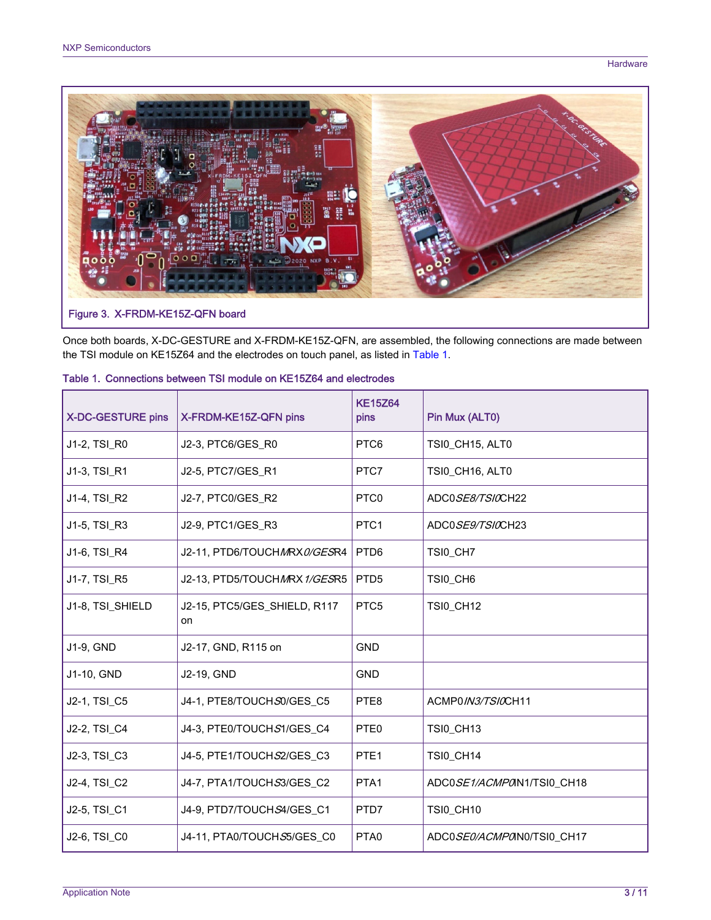Figure 3. X-FRDM-KE15Z-QFN board

Once both boards, X-DC-GESTURE and X-FRDM-KE15Z-QFN, are assembled, the following connections are made between the TSI module on KE15Z64 and the electrodes on touch panel, as listed in Table 1.

Table 1. Connections between TSI module on KE15Z64 and electrodes

| X-DC-GESTURE pins | X-FRDM-KE15Z-QFN pins | KE15Z64 pins | Pin Mux (ALT0) |
|---|---|---|---|
| J1-2, TSI_R0 | J2-3, PTC6/GES_R0 | PTC6 | TSI0_CH15, ALT0 |
| J1-3, TSI_R1 | J2-5, PTC7/GES_R1 | PTC7 | TSI0_CH16, ALT0 |
| J1-4, TSI_R2 | J2-7, PTC0/GES_R2 | PTC0 | ADC0_SE8/TSI0_CH22 |
| J1-5, TSI_R3 | J2-9, PTC1/GES_R3 | PTC1 | ADC0_SE9/TSI0_CH23 |
| J1-6, TSI_R4 | J2-11, PTD6/TOUCH_MRX0/GES_R4 | PTD6 | TSI0_CH7 |
| J1-7, TSI_R5 | J2-13, PTD5/TOUCH_MRX1/GES_R5 | PTD5 | TSI0_CH6 |
| J1-8, TSI_SHIELD | J2-15, PTC5/GES_SHIELD, R117 on | PTC5 | TSI0_CH12 |
| J1-9, GND | J2-17, GND, R115 on | GND | |
| J1-10, GND | J2-19, GND | GND | |
| J2-1, TSI_C5 | J4-1, PTE8/TOUCH_S0/GES_C5 | PTE8 | ACMP0_IN3/TSI0_CH11 |
| J2-2, TSI_C4 | J4-3, PTE0/TOUCH_S1/GES_C4 | PTE0 | TSI0_CH13 |
| J2-3, TSI_C3 | J4-5, PTE1/TOUCH_S2/GES_C3 | PTE1 | TSI0_CH14 |
| J2-4, TSI_C2 | J4-7, PTA1/TOUCH_S3/GES_C2 | PTA1 | ADC0_SE1/ACMP0_IN1/TSI0_CH18 |
| J2-5, TSI_C1 | J4-9, PTD7/TOUCH_S4/GES_C1 | PTD7 | TSI0_CH10 |
| J2-6, TSI_C0 | J4-11, PTA0/TOUCH_S5/GES_C0 | PTA0 | ADC0_SE0/ACMP0_IN0/TSI0_CH17 |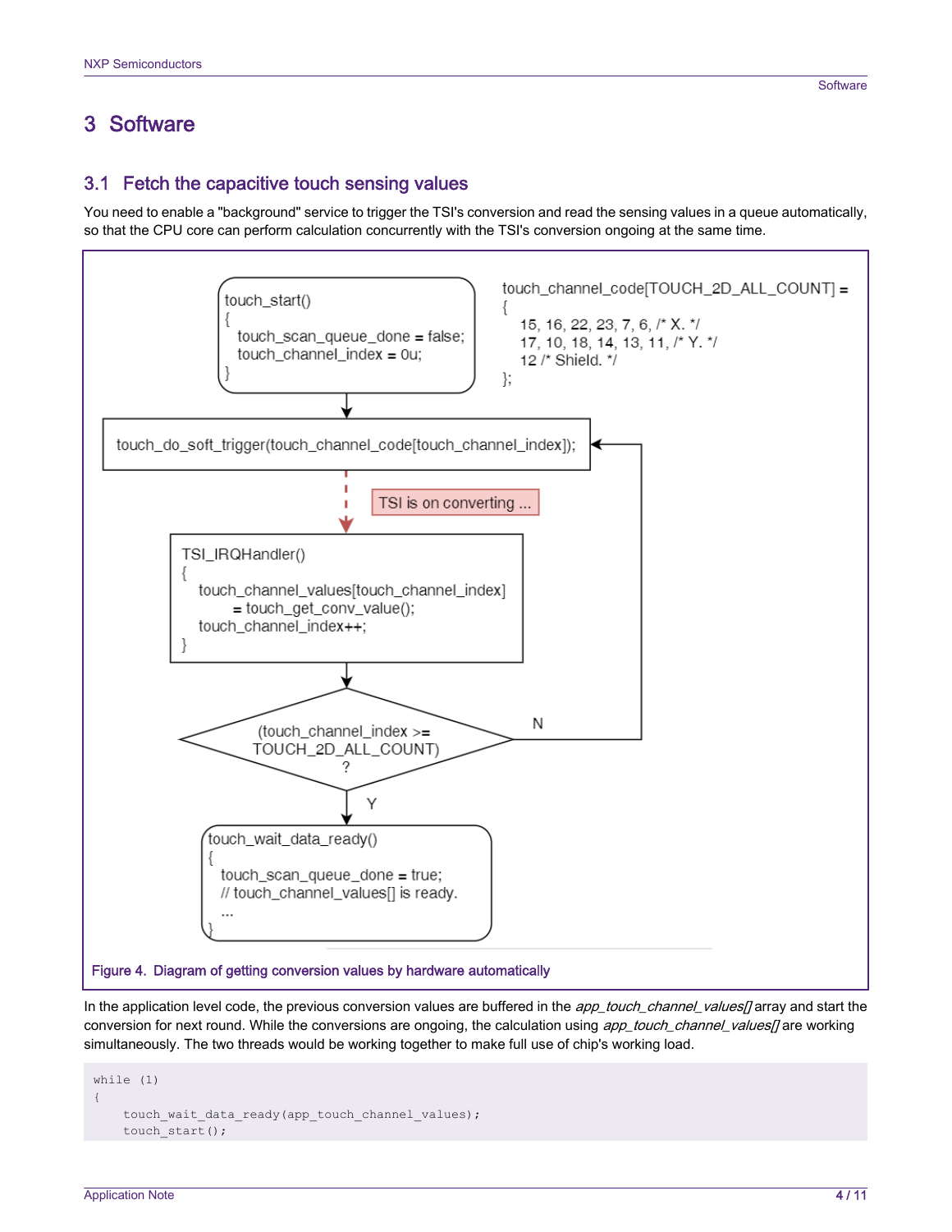# 3 Software

## 3.1 Fetch the capacitive touch sensing values

You need to enable a "background" service to trigger the TSI's conversion and read the sensing values in a queue automatically, so that the CPU core can perform calculation concurrently with the TSI's conversion ongoing at the same time.

```
touch_start()
{
    touch_scan_queue_done = false;
    touch_channel_index = 0u;
}
```

```
touch_channel_code[TOUCH_2D_ALL_COUNT] =
{
    15, 16, 22, 23, 7, 6, /* X. */
    17, 10, 18, 14, 13, 11, /* Y. */
    12 /* Shield. */
};
```

```
touch_do_soft_trigger(touch_channel_code[touch_channel_index]);
```

TSI is on converting ...

```
TSI_IRQHandler()
{
    touch_channel_values[touch_channel_index]
        = touch_get_conv_value();
    touch_channel_index++;
}
```

(touch_channel_index >= TOUCH_2D_ALL_COUNT) ?

N → touch_do_soft_trigger(...)

Y →

```
touch_wait_data_ready()
{
    touch_scan_queue_done = true;
    // touch_channel_values[] is ready.
    ...
}
```

Figure 4. Diagram of getting conversion values by hardware automatically

In the application level code, the previous conversion values are buffered in the *app_touch_channel_values[]* array and start the conversion for next round. While the conversions are ongoing, the calculation using *app_touch_channel_values[]* are working simultaneously. The two threads would be working together to make full use of chip's working load.

```
while (1)
{
    touch_wait_data_ready(app_touch_channel_values);
    touch_start();
```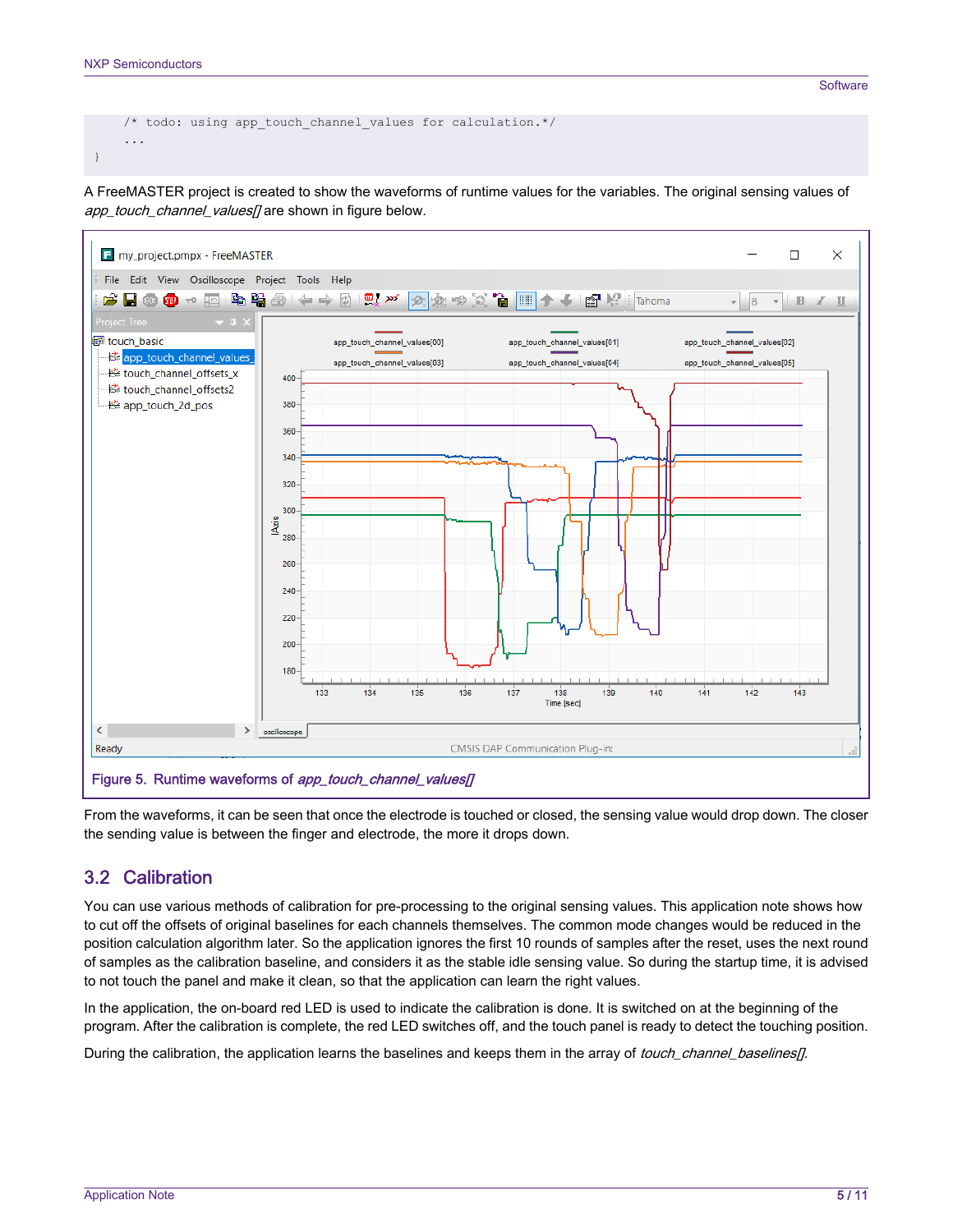```
    /* todo: using app_touch_channel_values for calculation.*/
    ...
}
```

A FreeMASTER project is created to show the waveforms of runtime values for the variables. The original sensing values of *app_touch_channel_values[]* are shown in figure below.

Figure 5. Runtime waveforms of *app_touch_channel_values[]*

From the waveforms, it can be seen that once the electrode is touched or closed, the sensing value would drop down. The closer the sending value is between the finger and electrode, the more it drops down.

## 3.2 Calibration

You can use various methods of calibration for pre-processing to the original sensing values. This application note shows how to cut off the offsets of original baselines for each channels themselves. The common mode changes would be reduced in the position calculation algorithm later. So the application ignores the first 10 rounds of samples after the reset, uses the next round of samples as the calibration baseline, and considers it as the stable idle sensing value. So during the startup time, it is advised to not touch the panel and make it clean, so that the application can learn the right values.

In the application, the on-board red LED is used to indicate the calibration is done. It is switched on at the beginning of the program. After the calibration is complete, the red LED switches off, and the touch panel is ready to detect the touching position.

During the calibration, the application learns the baselines and keeps them in the array of *touch_channel_baselines[]*.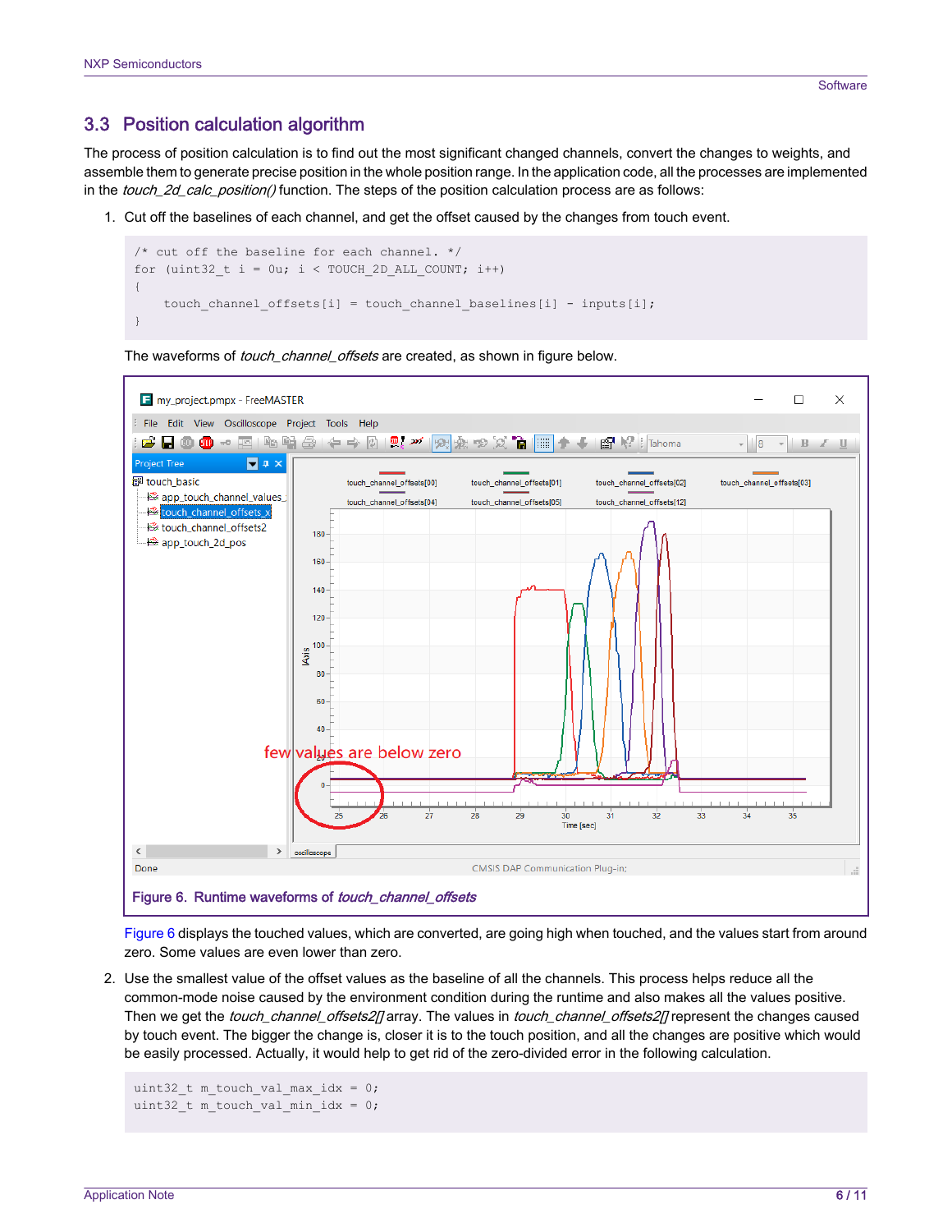## 3.3 Position calculation algorithm

The process of position calculation is to find out the most significant changed channels, convert the changes to weights, and assemble them to generate precise position in the whole position range. In the application code, all the processes are implemented in the *touch_2d_calc_position()* function. The steps of the position calculation process are as follows:

1. Cut off the baselines of each channel, and get the offset caused by the changes from touch event.

```
/* cut off the baseline for each channel. */
for (uint32_t i = 0u; i < TOUCH_2D_ALL_COUNT; i++)
{
    touch_channel_offsets[i] = touch_channel_baselines[i] - inputs[i];
}
```

The waveforms of *touch_channel_offsets* are created, as shown in figure below.

Figure 6. Runtime waveforms of *touch_channel_offsets*

Figure 6 displays the touched values, which are converted, are going high when touched, and the values start from around zero. Some values are even lower than zero.

2. Use the smallest value of the offset values as the baseline of all the channels. This process helps reduce all the common-mode noise caused by the environment condition during the runtime and also makes all the values positive. Then we get the *touch_channel_offsets2[]* array. The values in *touch_channel_offsets2[]* represent the changes caused by touch event. The bigger the change is, closer it is to the touch position, and all the changes are positive which would be easily processed. Actually, it would help to get rid of the zero-divided error in the following calculation.

```
uint32_t m_touch_val_max_idx = 0;
uint32_t m_touch_val_min_idx = 0;
```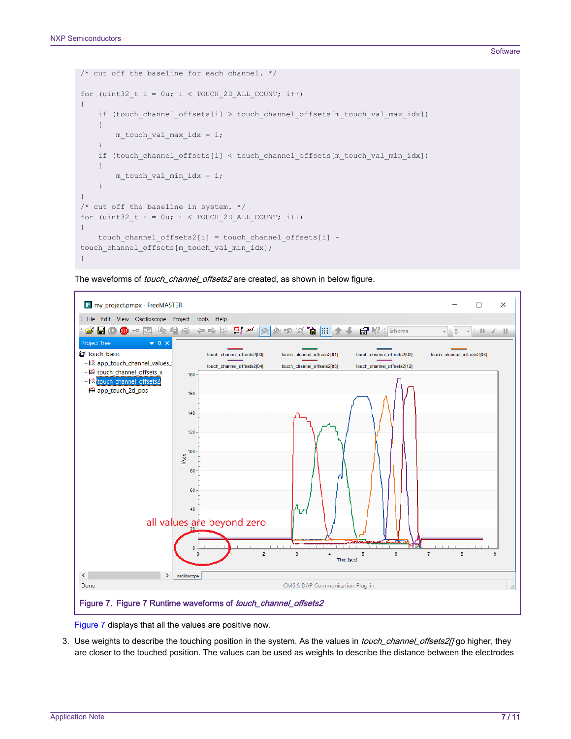```
/* cut off the baseline for each channel. */

for (uint32_t i = 0u; i < TOUCH_2D_ALL_COUNT; i++)
{
    if (touch_channel_offsets[i] > touch_channel_offsets[m_touch_val_max_idx])
    {
        m_touch_val_max_idx = i;
    }
    if (touch_channel_offsets[i] < touch_channel_offsets[m_touch_val_min_idx])
    {
        m_touch_val_min_idx = i;
    }
}
/* cut off the baseline in system. */
for (uint32_t i = 0u; i < TOUCH_2D_ALL_COUNT; i++)
{
    touch_channel_offsets2[i] = touch_channel_offsets[i] -
touch_channel_offsets[m_touch_val_min_idx];
}
```

The waveforms of *touch_channel_offsets2* are created, as shown in below figure.

**Figure 7. Figure 7 Runtime waveforms of *touch_channel_offsets2***

Figure 7 displays that all the values are positive now.

3. Use weights to describe the touching position in the system. As the values in *touch_channel_offsets2[]* go higher, they are closer to the touched position. The values can be used as weights to describe the distance between the electrodes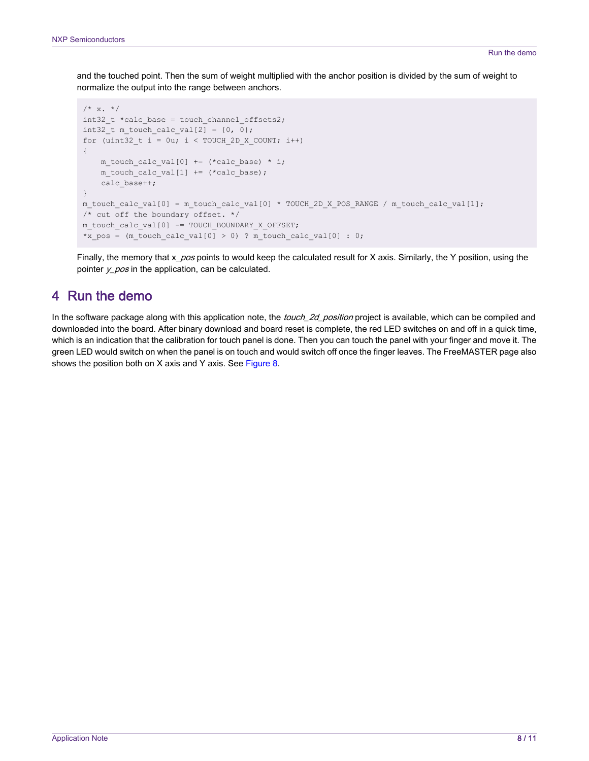and the touched point. Then the sum of weight multiplied with the anchor position is divided by the sum of weight to normalize the output into the range between anchors.

```
/* x. */
int32_t *calc_base = touch_channel_offsets2;
int32_t m_touch_calc_val[2] = {0, 0};
for (uint32_t i = 0u; i < TOUCH_2D_X_COUNT; i++)
{
    m_touch_calc_val[0] += (*calc_base) * i;
    m_touch_calc_val[1] += (*calc_base);
    calc_base++;
}
m_touch_calc_val[0] = m_touch_calc_val[0] * TOUCH_2D_X_POS_RANGE / m_touch_calc_val[1];
/* cut off the boundary offset. */
m_touch_calc_val[0] -= TOUCH_BOUNDARY_X_OFFSET;
*x_pos = (m_touch_calc_val[0] > 0) ? m_touch_calc_val[0] : 0;
```

Finally, the memory that *x_pos* points to would keep the calculated result for X axis. Similarly, the Y position, using the pointer *y_pos* in the application, can be calculated.

# 4 Run the demo

In the software package along with this application note, the *touch_2d_position* project is available, which can be compiled and downloaded into the board. After binary download and board reset is complete, the red LED switches on and off in a quick time, which is an indication that the calibration for touch panel is done. Then you can touch the panel with your finger and move it. The green LED would switch on when the panel is on touch and would switch off once the finger leaves. The FreeMASTER page also shows the position both on X axis and Y axis. See Figure 8.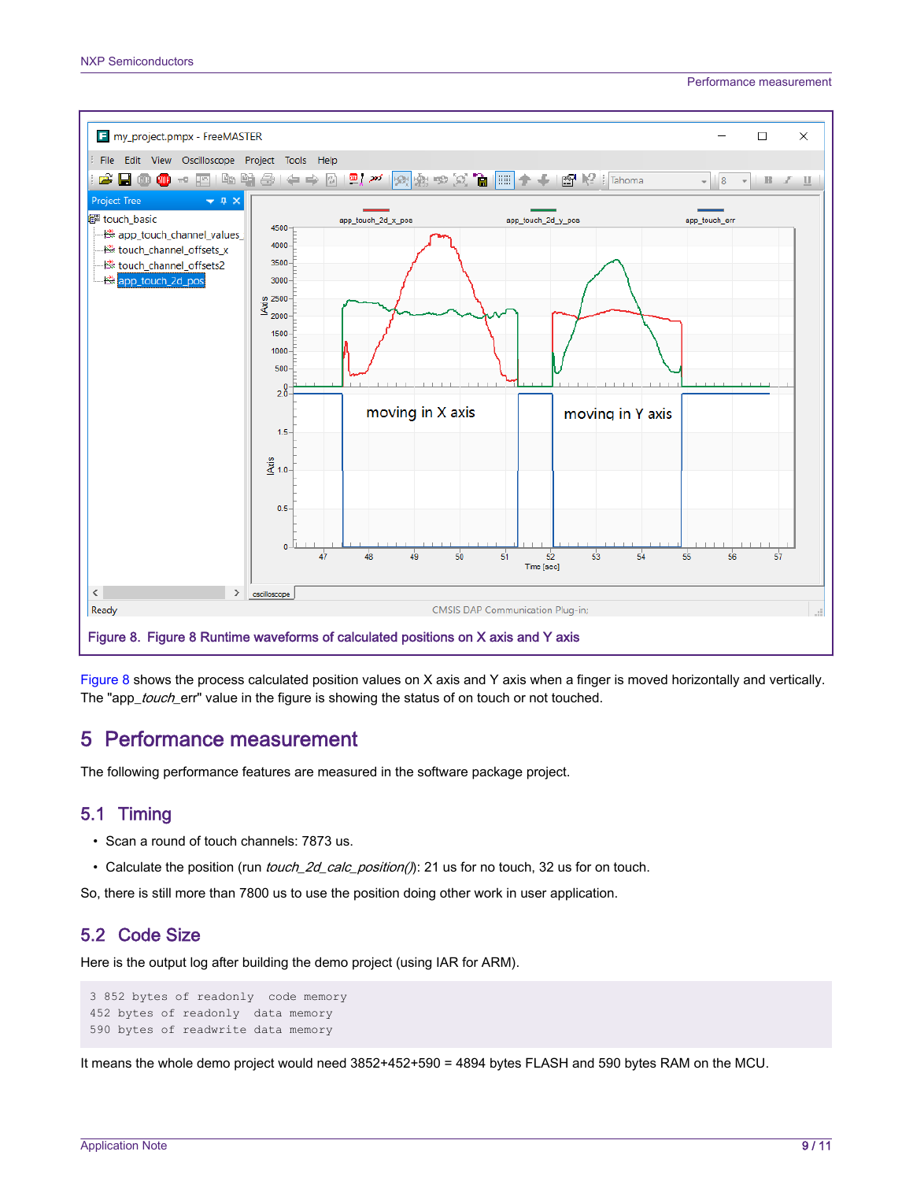Figure 8. Figure 8 Runtime waveforms of calculated positions on X axis and Y axis

Figure 8 shows the process calculated position values on X axis and Y axis when a finger is moved horizontally and vertically. The "app_*touch*_err" value in the figure is showing the status of on touch or not touched.

# 5 Performance measurement

The following performance features are measured in the software package project.

## 5.1 Timing

- Scan a round of touch channels: 7873 us.
- Calculate the position (run *touch_2d_calc_position()*): 21 us for no touch, 32 us for on touch.

So, there is still more than 7800 us to use the position doing other work in user application.

## 5.2 Code Size

Here is the output log after building the demo project (using IAR for ARM).

```
3 852 bytes of readonly  code memory
452 bytes of readonly  data memory
590 bytes of readwrite data memory
```

It means the whole demo project would need 3852+452+590 = 4894 bytes FLASH and 590 bytes RAM on the MCU.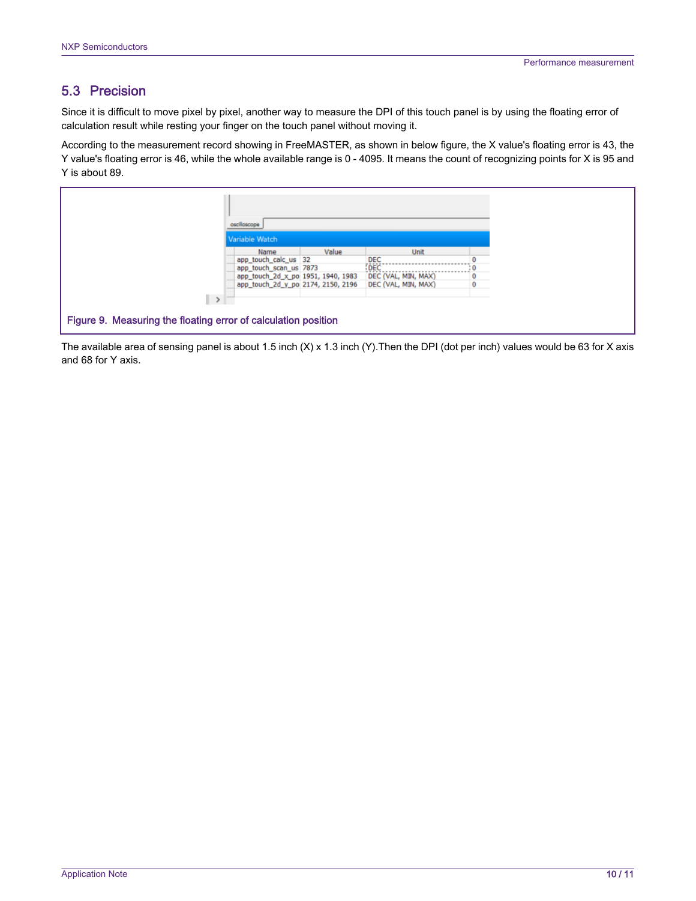## 5.3 Precision

Since it is difficult to move pixel by pixel, another way to measure the DPI of this touch panel is by using the floating error of calculation result while resting your finger on the touch panel without moving it.

According to the measurement record showing in FreeMASTER, as shown in below figure, the X value's floating error is 43, the Y value's floating error is 46, while the whole available range is 0 - 4095. It means the count of recognizing points for X is 95 and Y is about 89.

| Name | Value | Unit | |
|---|---|---|---|
| app_touch_calc_us | 32 | DEC | 0 |
| app_touch_scan_us | 7873 | DEC | 0 |
| app_touch_2d_x_po | 1951, 1940, 1983 | DEC (VAL, MIN, MAX) | 0 |
| app_touch_2d_y_po | 2174, 2150, 2196 | DEC (VAL, MIN, MAX) | 0 |

Figure 9. Measuring the floating error of calculation position

The available area of sensing panel is about 1.5 inch (X) x 1.3 inch (Y).Then the DPI (dot per inch) values would be 63 for X axis and 68 for Y axis.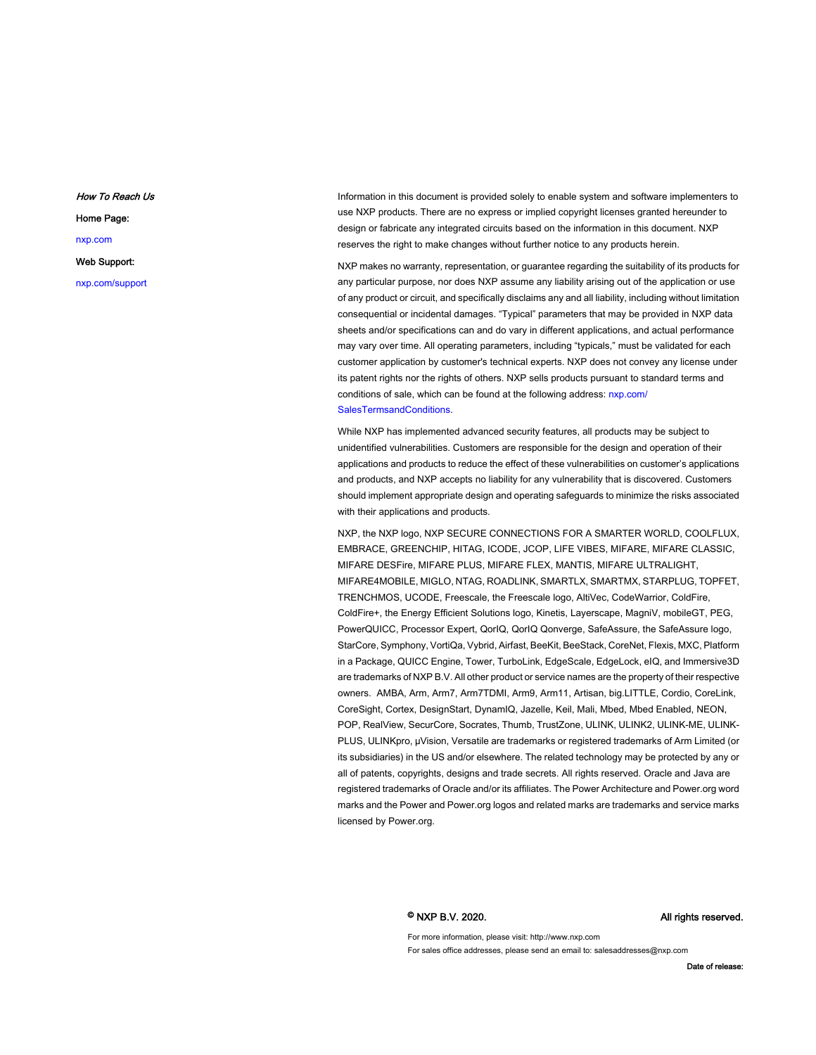*How To Reach Us*

**Home Page:**

nxp.com

**Web Support:**

nxp.com/support

Information in this document is provided solely to enable system and software implementers to use NXP products. There are no express or implied copyright licenses granted hereunder to design or fabricate any integrated circuits based on the information in this document. NXP reserves the right to make changes without further notice to any products herein.

NXP makes no warranty, representation, or guarantee regarding the suitability of its products for any particular purpose, nor does NXP assume any liability arising out of the application or use of any product or circuit, and specifically disclaims any and all liability, including without limitation consequential or incidental damages. “Typical” parameters that may be provided in NXP data sheets and/or specifications can and do vary in different applications, and actual performance may vary over time. All operating parameters, including “typicals,” must be validated for each customer application by customer's technical experts. NXP does not convey any license under its patent rights nor the rights of others. NXP sells products pursuant to standard terms and conditions of sale, which can be found at the following address: nxp.com/SalesTermsandConditions.

While NXP has implemented advanced security features, all products may be subject to unidentified vulnerabilities. Customers are responsible for the design and operation of their applications and products to reduce the effect of these vulnerabilities on customer’s applications and products, and NXP accepts no liability for any vulnerability that is discovered. Customers should implement appropriate design and operating safeguards to minimize the risks associated with their applications and products.

NXP, the NXP logo, NXP SECURE CONNECTIONS FOR A SMARTER WORLD, COOLFLUX, EMBRACE, GREENCHIP, HITAG, ICODE, JCOP, LIFE VIBES, MIFARE, MIFARE CLASSIC, MIFARE DESFire, MIFARE PLUS, MIFARE FLEX, MANTIS, MIFARE ULTRALIGHT, MIFARE4MOBILE, MIGLO, NTAG, ROADLINK, SMARTLX, SMARTMX, STARPLUG, TOPFET, TRENCHMOS, UCODE, Freescale, the Freescale logo, AltiVec, CodeWarrior, ColdFire, ColdFire+, the Energy Efficient Solutions logo, Kinetis, Layerscape, MagniV, mobileGT, PEG, PowerQUICC, Processor Expert, QorIQ, QorIQ Qonverge, SafeAssure, the SafeAssure logo, StarCore, Symphony, VortiQa, Vybrid, Airfast, BeeKit, BeeStack, CoreNet, Flexis, MXC, Platform in a Package, QUICC Engine, Tower, TurboLink, EdgeScale, EdgeLock, eIQ, and Immersive3D are trademarks of NXP B.V. All other product or service names are the property of their respective owners. AMBA, Arm, Arm7, Arm7TDMI, Arm9, Arm11, Artisan, big.LITTLE, Cordio, CoreLink, CoreSight, Cortex, DesignStart, DynamIQ, Jazelle, Keil, Mali, Mbed, Mbed Enabled, NEON, POP, RealView, SecurCore, Socrates, Thumb, TrustZone, ULINK, ULINK2, ULINK-ME, ULINK-PLUS, ULINKpro, μVision, Versatile are trademarks or registered trademarks of Arm Limited (or its subsidiaries) in the US and/or elsewhere. The related technology may be protected by any or all of patents, copyrights, designs and trade secrets. All rights reserved. Oracle and Java are registered trademarks of Oracle and/or its affiliates. The Power Architecture and Power.org word marks and the Power and Power.org logos and related marks are trademarks and service marks licensed by Power.org.

© NXP B.V. 2020. All rights reserved.

For more information, please visit: http://www.nxp.com

For sales office addresses, please send an email to: salesaddresses@nxp.com

**Date of release:**